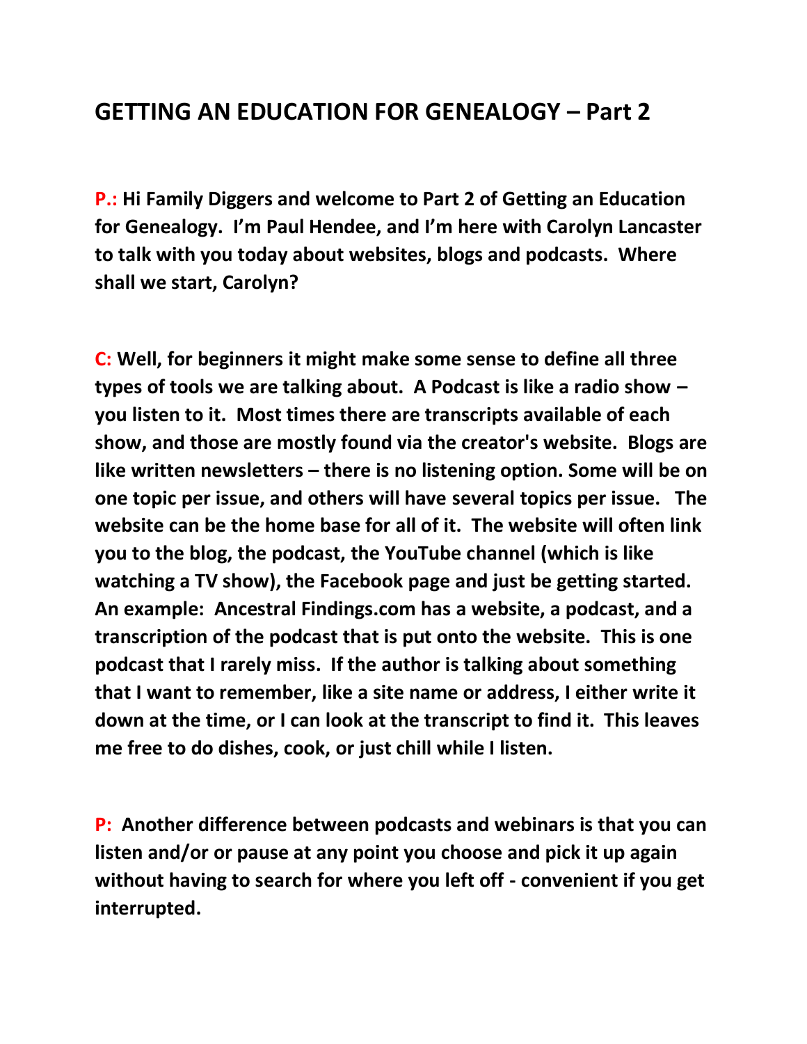# GETTING AN EDUCATION FOR GENEALOGY – Part 2

**P.: Hi Family Diggers and welcome to Part 2 of Getting an Education for Genealogy. I'm Paul Hendee, and I'm here with Carolyn Lancaster to talk with you today about websites, blogs and podcasts. Where shall we start, Carolyn?**

**C: Well, for beginners it might make some sense to define all three types of tools we are talking about. A Podcast is like a radio show – you listen to it. Most times there are transcripts available of each show, and those are mostly found via the creator's website. Blogs are like written newsletters – there is no listening option. Some will be on one topic per issue, and others will have several topics per issue. The website can be the home base for all of it. The website will often link you to the blog, the podcast, the YouTube channel (which is like watching a TV show), the Facebook page and just be getting started. An example: Ancestral Findings.com has a website, a podcast, and a transcription of the podcast that is put onto the website. This is one podcast that I rarely miss. If the author is talking about something that I want to remember, like a site name or address, I either write it down at the time, or I can look at the transcript to find it. This leaves me free to do dishes, cook, or just chill while I listen.**

**P: Another difference between podcasts and webinars is that you can listen and/or or pause at any point you choose and pick it up again without having to search for where you left off - convenient if you get interrupted.**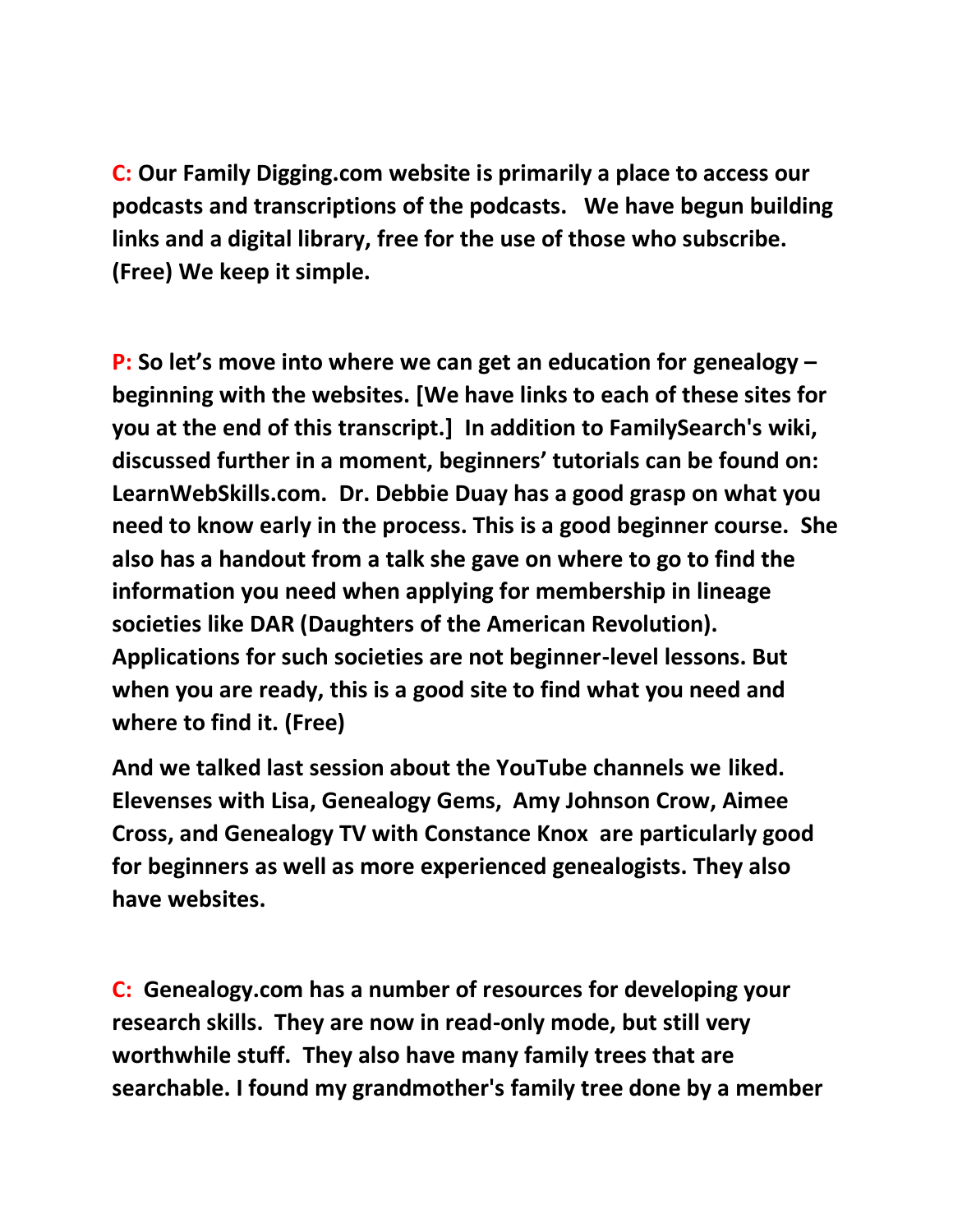**C:** **Our Family Digging.com website is primarily a place to access our podcasts and transcriptions of the podcasts. We have begun building links and a digital library, free for the use of those who subscribe. (Free) We keep it simple.**

**P:** **So let's move into where we can get an education for genealogy – beginning with the websites. [We have links to each of these sites for you at the end of this transcript.] In addition to FamilySearch's wiki, discussed further in a moment, beginners' tutorials can be found on: LearnWebSkills.com. Dr. Debbie Duay has a good grasp on what you need to know early in the process. This is a good beginner course. She also has a handout from a talk she gave on where to go to find the information you need when applying for membership in lineage societies like DAR (Daughters of the American Revolution). Applications for such societies are not beginner-level lessons. But when you are ready, this is a good site to find what you need and where to find it. (Free)**

**And we talked last session about the YouTube channels we liked. Elevenses with Lisa, Genealogy Gems, Amy Johnson Crow, Aimee Cross, and Genealogy TV with Constance Knox are particularly good for beginners as well as more experienced genealogists. They also have websites.**

**C:** **Genealogy.com has a number of resources for developing your research skills. They are now in read-only mode, but still very worthwhile stuff. They also have many family trees that are searchable. I found my grandmother's family tree done by a member**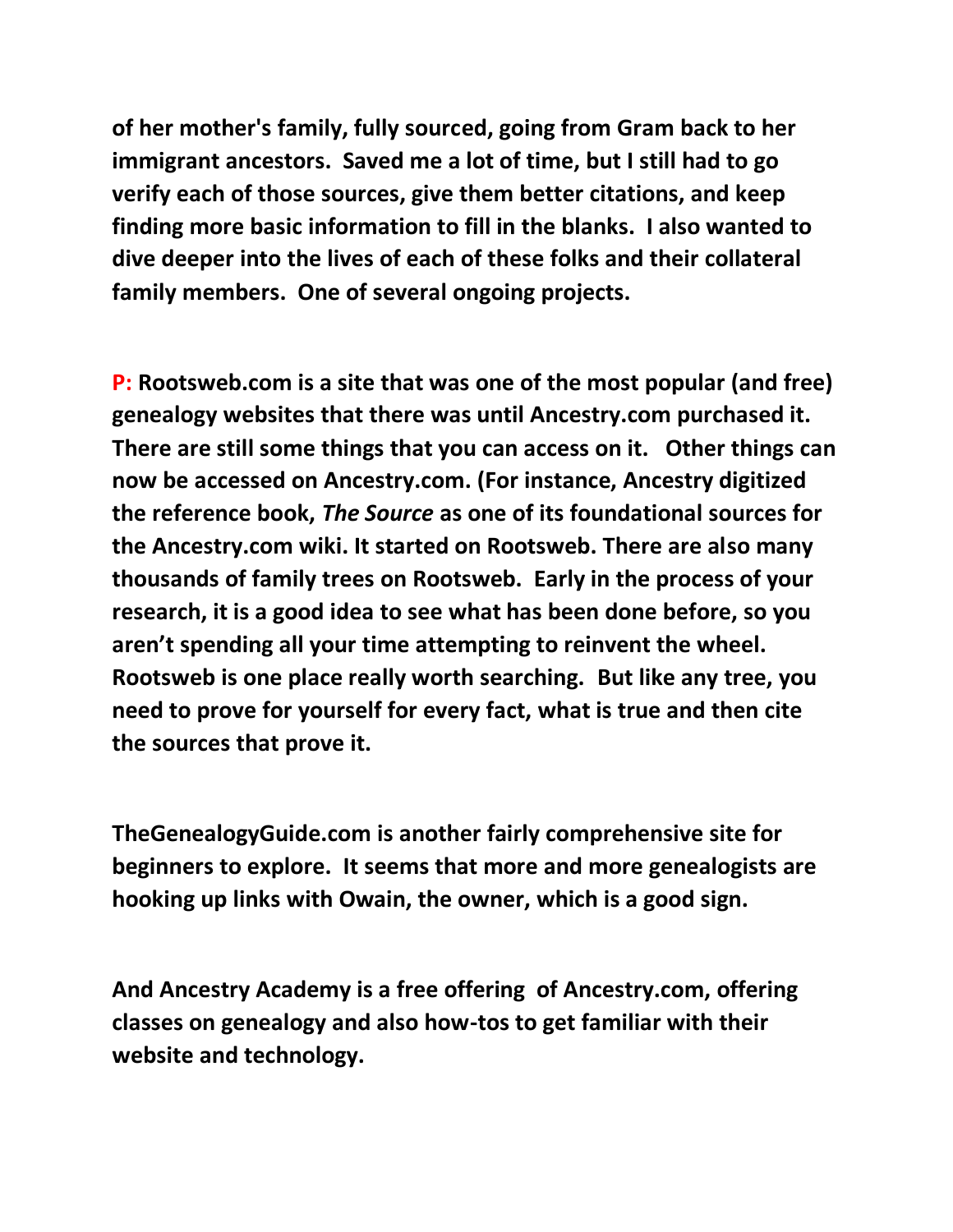**of her mother's family, fully sourced, going from Gram back to her immigrant ancestors. Saved me a lot of time, but I still had to go verify each of those sources, give them better citations, and keep finding more basic information to fill in the blanks. I also wanted to dive deeper into the lives of each of these folks and their collateral family members. One of several ongoing projects.**

**P: Rootsweb.com is a site that was one of the most popular (and free) genealogy websites that there was until Ancestry.com purchased it. There are still some things that you can access on it. Other things can now be accessed on Ancestry.com. (For instance, Ancestry digitized the reference book, *The Source* as one of its foundational sources for the Ancestry.com wiki. It started on Rootsweb. There are also many thousands of family trees on Rootsweb. Early in the process of your research, it is a good idea to see what has been done before, so you aren't spending all your time attempting to reinvent the wheel. Rootsweb is one place really worth searching. But like any tree, you need to prove for yourself for every fact, what is true and then cite the sources that prove it.**

**TheGenealogyGuide.com is another fairly comprehensive site for beginners to explore. It seems that more and more genealogists are hooking up links with Owain, the owner, which is a good sign.**

**And Ancestry Academy is a free offering of Ancestry.com, offering classes on genealogy and also how-tos to get familiar with their website and technology.**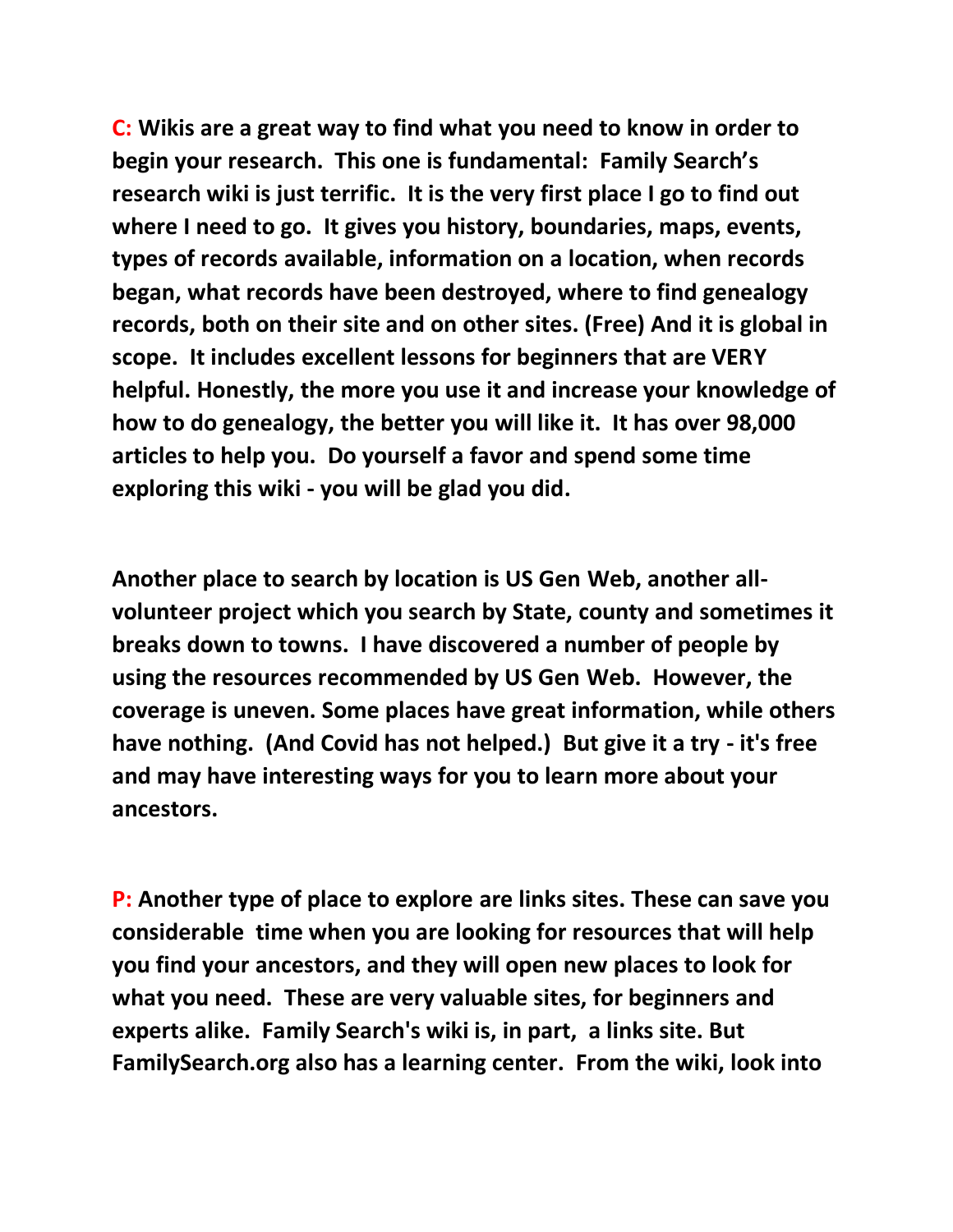**C: Wikis are a great way to find what you need to know in order to begin your research. This one is fundamental: Family Search's research wiki is just terrific. It is the very first place I go to find out where I need to go. It gives you history, boundaries, maps, events, types of records available, information on a location, when records began, what records have been destroyed, where to find genealogy records, both on their site and on other sites. (Free) And it is global in scope. It includes excellent lessons for beginners that are VERY helpful. Honestly, the more you use it and increase your knowledge of how to do genealogy, the better you will like it. It has over 98,000 articles to help you. Do yourself a favor and spend some time exploring this wiki - you will be glad you did.**

**Another place to search by location is US Gen Web, another all-volunteer project which you search by State, county and sometimes it breaks down to towns. I have discovered a number of people by using the resources recommended by US Gen Web. However, the coverage is uneven. Some places have great information, while others have nothing. (And Covid has not helped.) But give it a try - it's free and may have interesting ways for you to learn more about your ancestors.**

**P: Another type of place to explore are links sites. These can save you considerable time when you are looking for resources that will help you find your ancestors, and they will open new places to look for what you need. These are very valuable sites, for beginners and experts alike. Family Search's wiki is, in part, a links site. But FamilySearch.org also has a learning center. From the wiki, look into**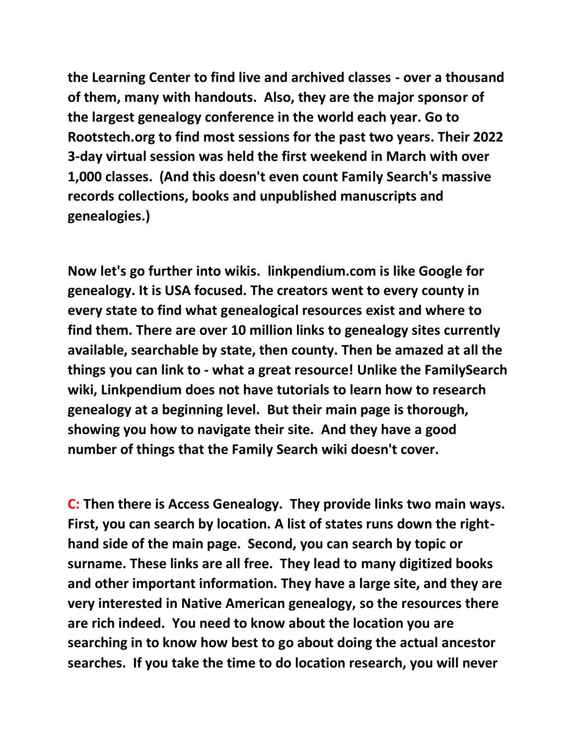**the Learning Center to find live and archived classes - over a thousand of them, many with handouts. Also, they are the major sponsor of the largest genealogy conference in the world each year. Go to Rootstech.org to find most sessions for the past two years. Their 2022 3-day virtual session was held the first weekend in March with over 1,000 classes. (And this doesn't even count Family Search's massive records collections, books and unpublished manuscripts and genealogies.)**

**Now let's go further into wikis. linkpendium.com is like Google for genealogy. It is USA focused. The creators went to every county in every state to find what genealogical resources exist and where to find them. There are over 10 million links to genealogy sites currently available, searchable by state, then county. Then be amazed at all the things you can link to - what a great resource! Unlike the FamilySearch wiki, Linkpendium does not have tutorials to learn how to research genealogy at a beginning level. But their main page is thorough, showing you how to navigate their site. And they have a good number of things that the Family Search wiki doesn't cover.**

**C: Then there is Access Genealogy. They provide links two main ways. First, you can search by location. A list of states runs down the right-hand side of the main page. Second, you can search by topic or surname. These links are all free. They lead to many digitized books and other important information. They have a large site, and they are very interested in Native American genealogy, so the resources there are rich indeed. You need to know about the location you are searching in to know how best to go about doing the actual ancestor searches. If you take the time to do location research, you will never**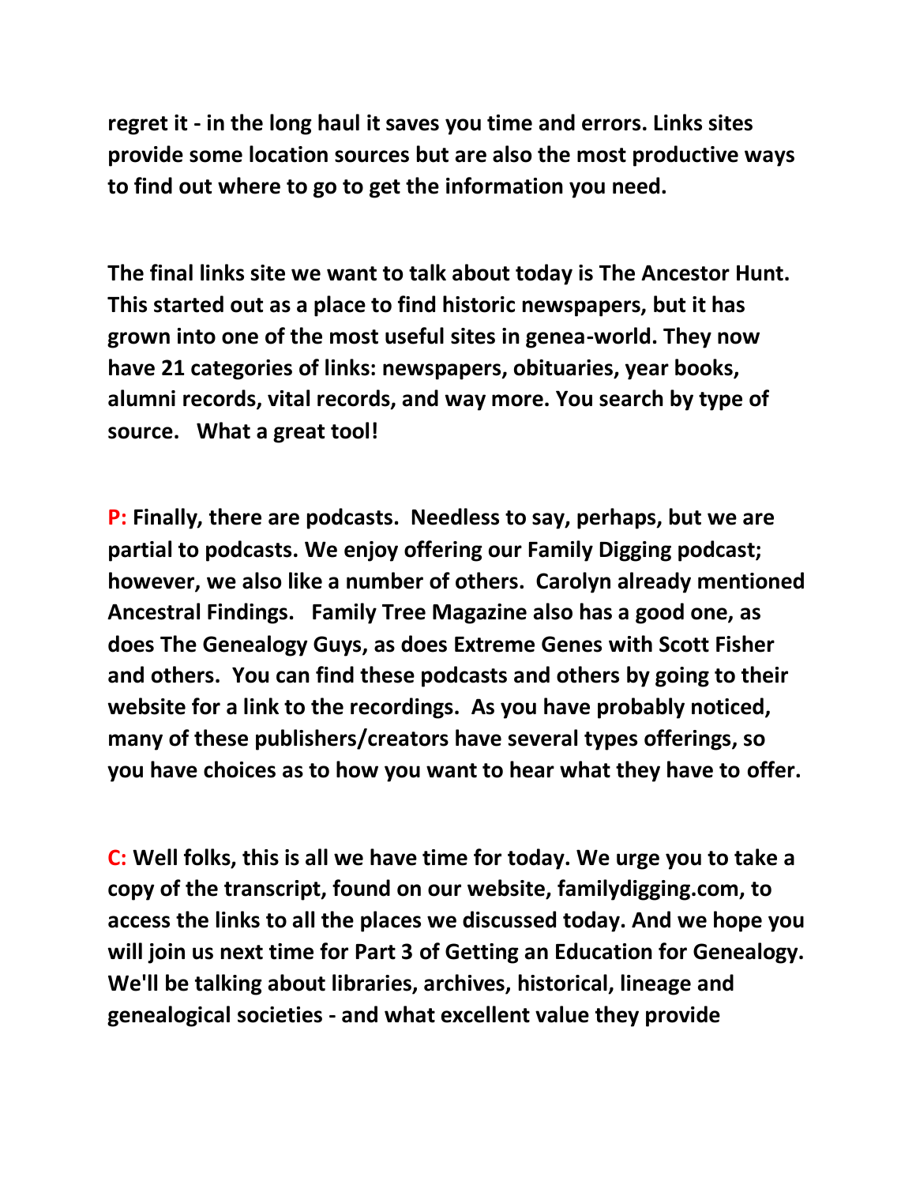**regret it - in the long haul it saves you time and errors. Links sites provide some location sources but are also the most productive ways to find out where to go to get the information you need.**

**The final links site we want to talk about today is The Ancestor Hunt. This started out as a place to find historic newspapers, but it has grown into one of the most useful sites in genea-world. They now have 21 categories of links: newspapers, obituaries, year books, alumni records, vital records, and way more. You search by type of source. What a great tool!**

**P: Finally, there are podcasts. Needless to say, perhaps, but we are partial to podcasts. We enjoy offering our Family Digging podcast; however, we also like a number of others. Carolyn already mentioned Ancestral Findings. Family Tree Magazine also has a good one, as does The Genealogy Guys, as does Extreme Genes with Scott Fisher and others. You can find these podcasts and others by going to their website for a link to the recordings. As you have probably noticed, many of these publishers/creators have several types offerings, so you have choices as to how you want to hear what they have to offer.**

**C: Well folks, this is all we have time for today. We urge you to take a copy of the transcript, found on our website, familydigging.com, to access the links to all the places we discussed today. And we hope you will join us next time for Part 3 of Getting an Education for Genealogy. We'll be talking about libraries, archives, historical, lineage and genealogical societies - and what excellent value they provide**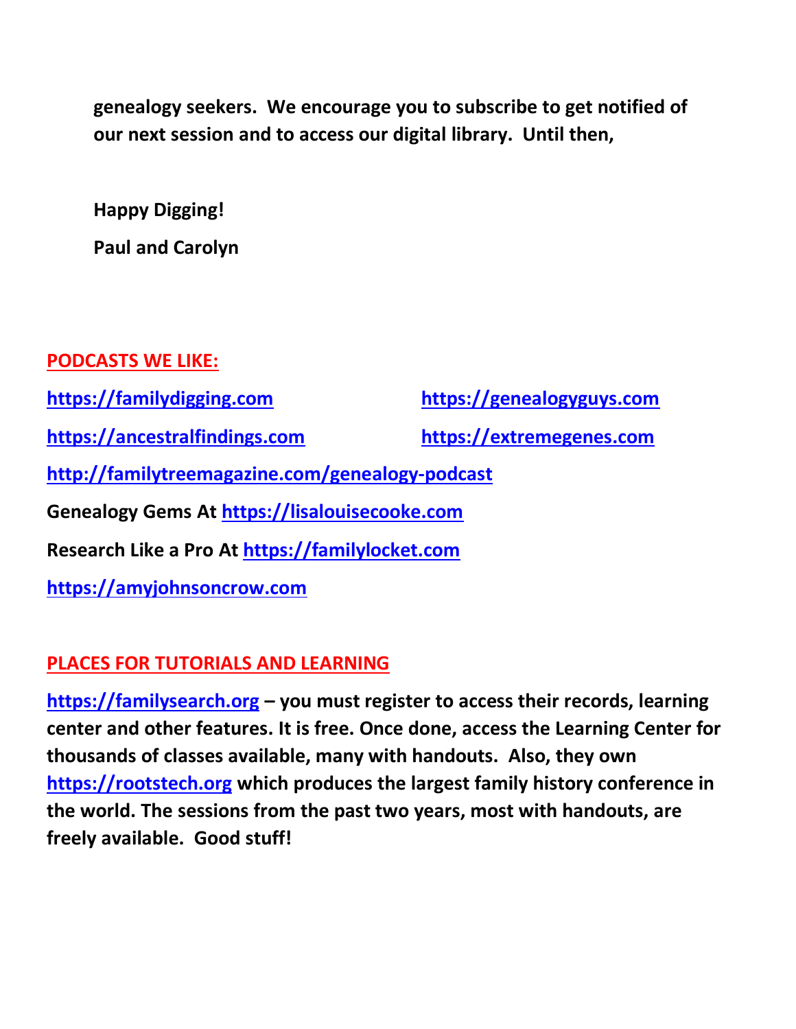**genealogy seekers. We encourage you to subscribe to get notified of our next session and to access our digital library. Until then,**

**Happy Digging!**

**Paul and Carolyn**

## PODCASTS WE LIKE:

**https://familydigging.com**

**https://genealogyguys.com**

**https://ancestralfindings.com**

**https://extremegenes.com**

**http://familytreemagazine.com/genealogy-podcast**

**Genealogy Gems At https://lisalouisecooke.com**

**Research Like a Pro At https://familylocket.com**

**https://amyjohnsoncrow.com**

## PLACES FOR TUTORIALS AND LEARNING

**https://familysearch.org – you must register to access their records, learning center and other features. It is free. Once done, access the Learning Center for thousands of classes available, many with handouts. Also, they own https://rootstech.org which produces the largest family history conference in the world. The sessions from the past two years, most with handouts, are freely available. Good stuff!**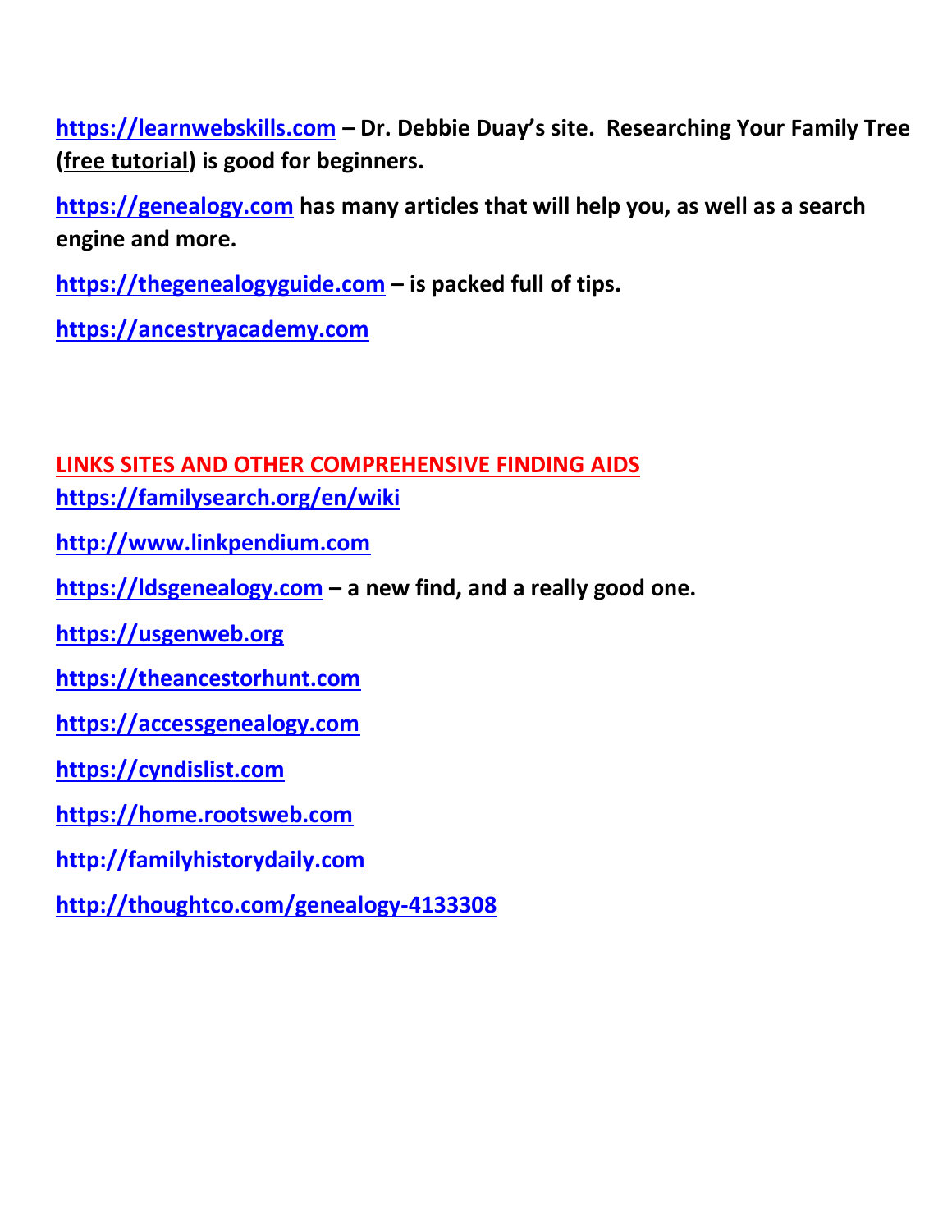**https://learnwebskills.com – Dr. Debbie Duay's site. Researching Your Family Tree (free tutorial) is good for beginners.**

**https://genealogy.com has many articles that will help you, as well as a search engine and more.**

**https://thegenealogyguide.com – is packed full of tips.**

**https://ancestryacademy.com**

## LINKS SITES AND OTHER COMPREHENSIVE FINDING AIDS

**https://familysearch.org/en/wiki**

**http://www.linkpendium.com**

**https://ldsgenealogy.com – a new find, and a really good one.**

**https://usgenweb.org**

**https://theancestorhunt.com**

**https://accessgenealogy.com**

**https://cyndislist.com**

**https://home.rootsweb.com**

**http://familyhistorydaily.com**

**http://thoughtco.com/genealogy-4133308**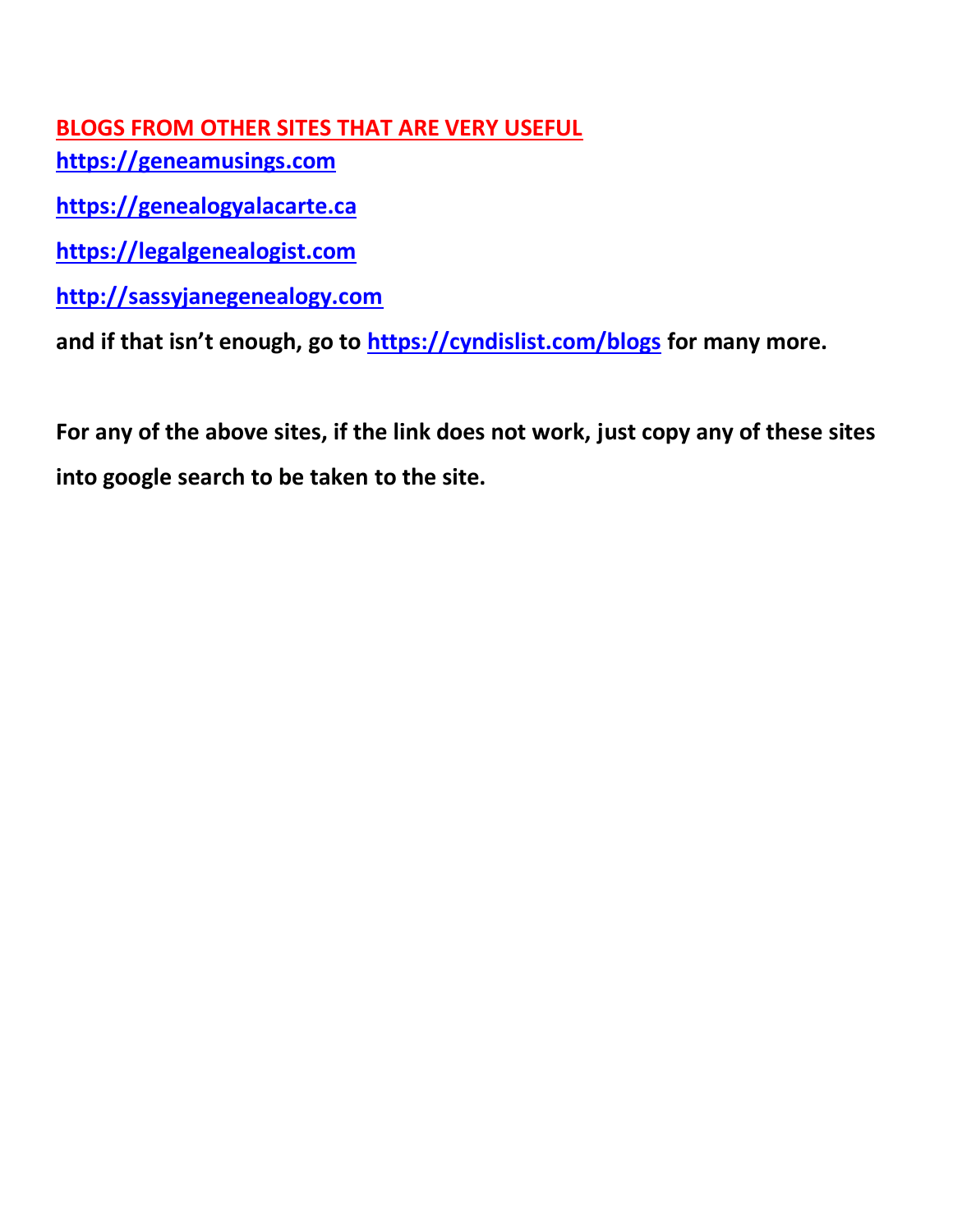**BLOGS FROM OTHER SITES THAT ARE VERY USEFUL**

**https://geneamusings.com**

**https://genealogyalacarte.ca**

**https://legalgenealogist.com**

**http://sassyjanegenealogy.com**

**and if that isn't enough, go to https://cyndislist.com/blogs for many more.**

**For any of the above sites, if the link does not work, just copy any of these sites into google search to be taken to the site.**